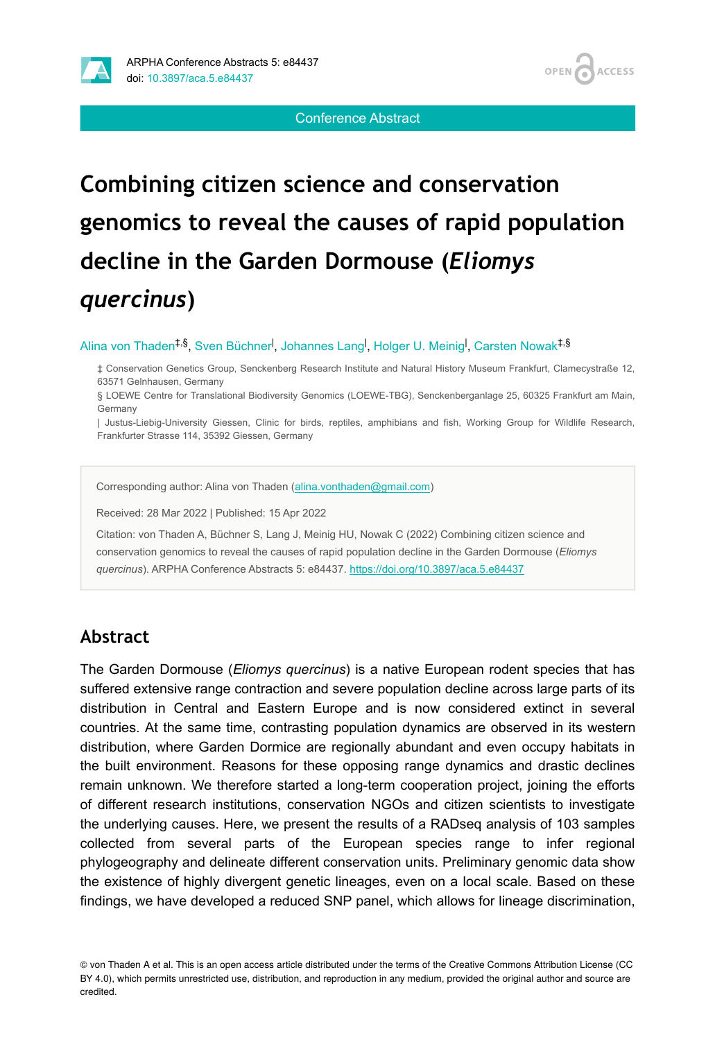Conference Abstract

# Combining citizen science and conservation genomics to reveal the causes of rapid population decline in the Garden Dormouse (*Eliomys quercinus*)

Alina von Thaden[‡,§], Sven Büchner[|], Johannes Lang[|], Holger U. Meinig[|], Carsten Nowak[‡,§]

‡ Conservation Genetics Group, Senckenberg Research Institute and Natural History Museum Frankfurt, Clamecystraße 12, 63571 Gelnhausen, Germany

§ LOEWE Centre for Translational Biodiversity Genomics (LOEWE-TBG), Senckenberganlage 25, 60325 Frankfurt am Main, Germany

| Justus-Liebig-University Giessen, Clinic for birds, reptiles, amphibians and fish, Working Group for Wildlife Research, Frankfurter Strasse 114, 35392 Giessen, Germany

Corresponding author: Alina von Thaden (alina.vonthaden@gmail.com)

Received: 28 Mar 2022 | Published: 15 Apr 2022

Citation: von Thaden A, Büchner S, Lang J, Meinig HU, Nowak C (2022) Combining citizen science and conservation genomics to reveal the causes of rapid population decline in the Garden Dormouse (*Eliomys quercinus*). ARPHA Conference Abstracts 5: e84437. https://doi.org/10.3897/aca.5.e84437

## Abstract

The Garden Dormouse (*Eliomys quercinus*) is a native European rodent species that has suffered extensive range contraction and severe population decline across large parts of its distribution in Central and Eastern Europe and is now considered extinct in several countries. At the same time, contrasting population dynamics are observed in its western distribution, where Garden Dormice are regionally abundant and even occupy habitats in the built environment. Reasons for these opposing range dynamics and drastic declines remain unknown. We therefore started a long-term cooperation project, joining the efforts of different research institutions, conservation NGOs and citizen scientists to investigate the underlying causes. Here, we present the results of a RADseq analysis of 103 samples collected from several parts of the European species range to infer regional phylogeography and delineate different conservation units. Preliminary genomic data show the existence of highly divergent genetic lineages, even on a local scale. Based on these findings, we have developed a reduced SNP panel, which allows for lineage discrimination,

© von Thaden A et al. This is an open access article distributed under the terms of the Creative Commons Attribution License (CC BY 4.0), which permits unrestricted use, distribution, and reproduction in any medium, provided the original author and source are credited.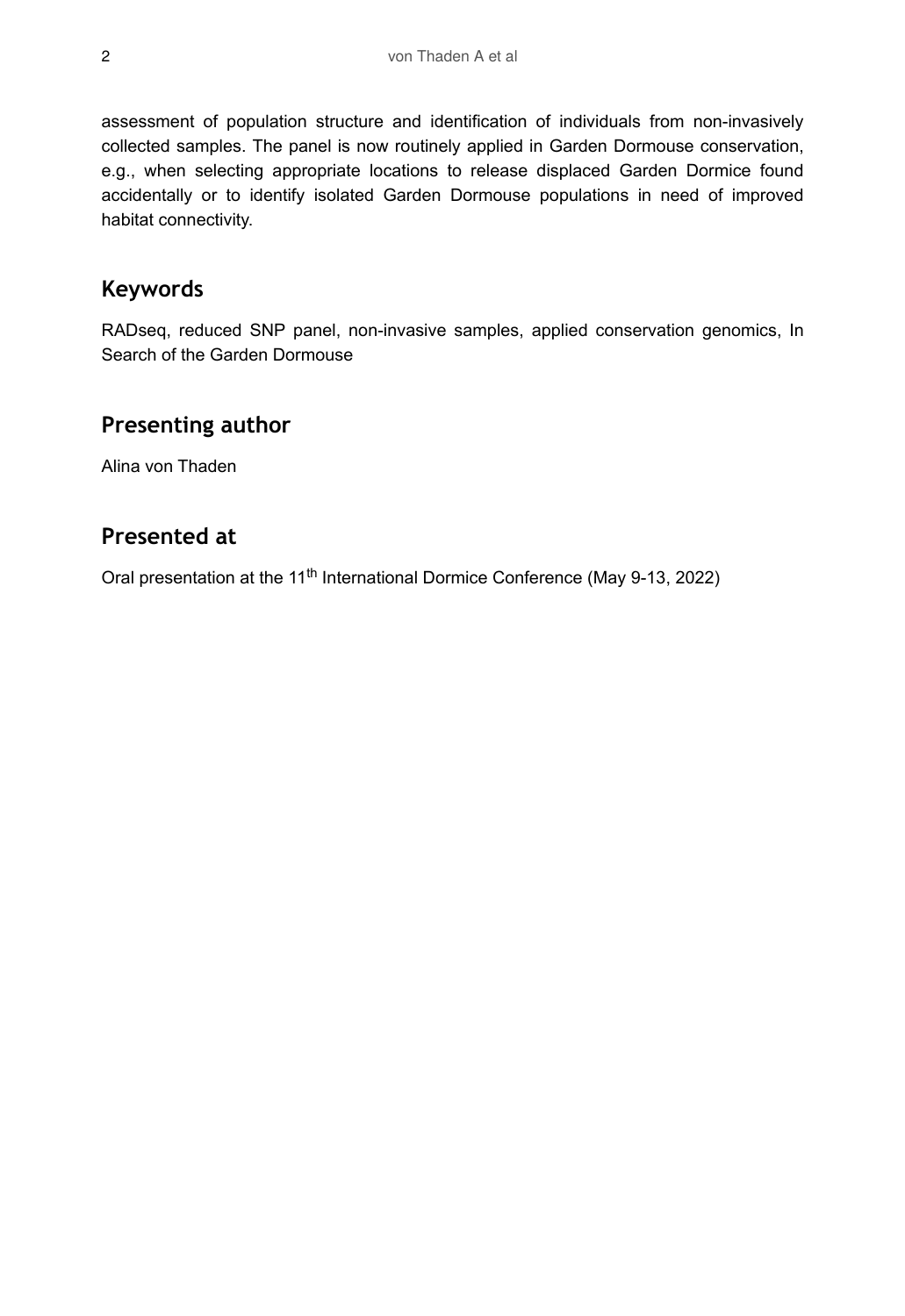assessment of population structure and identification of individuals from non-invasively collected samples. The panel is now routinely applied in Garden Dormouse conservation, e.g., when selecting appropriate locations to release displaced Garden Dormice found accidentally or to identify isolated Garden Dormouse populations in need of improved habitat connectivity.

## Keywords

RADseq, reduced SNP panel, non-invasive samples, applied conservation genomics, In Search of the Garden Dormouse

## Presenting author

Alina von Thaden

## Presented at

Oral presentation at the 11th International Dormice Conference (May 9-13, 2022)